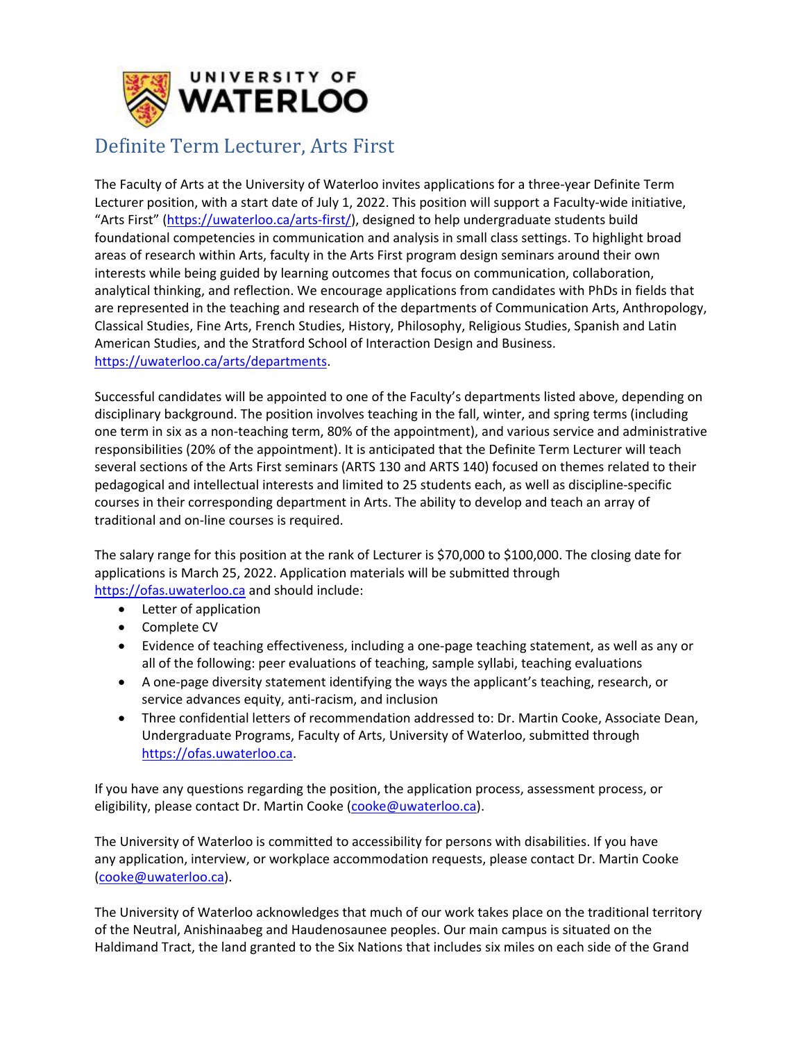# Definite Term Lecturer, Arts First

The Faculty of Arts at the University of Waterloo invites applications for a three-year Definite Term Lecturer position, with a start date of July 1, 2022. This position will support a Faculty-wide initiative, "Arts First" (https://uwaterloo.ca/arts-first/), designed to help undergraduate students build foundational competencies in communication and analysis in small class settings. To highlight broad areas of research within Arts, faculty in the Arts First program design seminars around their own interests while being guided by learning outcomes that focus on communication, collaboration, analytical thinking, and reflection. We encourage applications from candidates with PhDs in fields that are represented in the teaching and research of the departments of Communication Arts, Anthropology, Classical Studies, Fine Arts, French Studies, History, Philosophy, Religious Studies, Spanish and Latin American Studies, and the Stratford School of Interaction Design and Business. https://uwaterloo.ca/arts/departments.

Successful candidates will be appointed to one of the Faculty's departments listed above, depending on disciplinary background. The position involves teaching in the fall, winter, and spring terms (including one term in six as a non-teaching term, 80% of the appointment), and various service and administrative responsibilities (20% of the appointment). It is anticipated that the Definite Term Lecturer will teach several sections of the Arts First seminars (ARTS 130 and ARTS 140) focused on themes related to their pedagogical and intellectual interests and limited to 25 students each, as well as discipline-specific courses in their corresponding department in Arts. The ability to develop and teach an array of traditional and on-line courses is required.

The salary range for this position at the rank of Lecturer is $70,000 to $100,000. The closing date for applications is March 25, 2022. Application materials will be submitted through https://ofas.uwaterloo.ca and should include:

- Letter of application
- Complete CV
- Evidence of teaching effectiveness, including a one-page teaching statement, as well as any or all of the following: peer evaluations of teaching, sample syllabi, teaching evaluations
- A one-page diversity statement identifying the ways the applicant's teaching, research, or service advances equity, anti-racism, and inclusion
- Three confidential letters of recommendation addressed to: Dr. Martin Cooke, Associate Dean, Undergraduate Programs, Faculty of Arts, University of Waterloo, submitted through https://ofas.uwaterloo.ca.

If you have any questions regarding the position, the application process, assessment process, or eligibility, please contact Dr. Martin Cooke (cooke@uwaterloo.ca).

The University of Waterloo is committed to accessibility for persons with disabilities. If you have any application, interview, or workplace accommodation requests, please contact Dr. Martin Cooke (cooke@uwaterloo.ca).

The University of Waterloo acknowledges that much of our work takes place on the traditional territory of the Neutral, Anishinaabeg and Haudenosaunee peoples. Our main campus is situated on the Haldimand Tract, the land granted to the Six Nations that includes six miles on each side of the Grand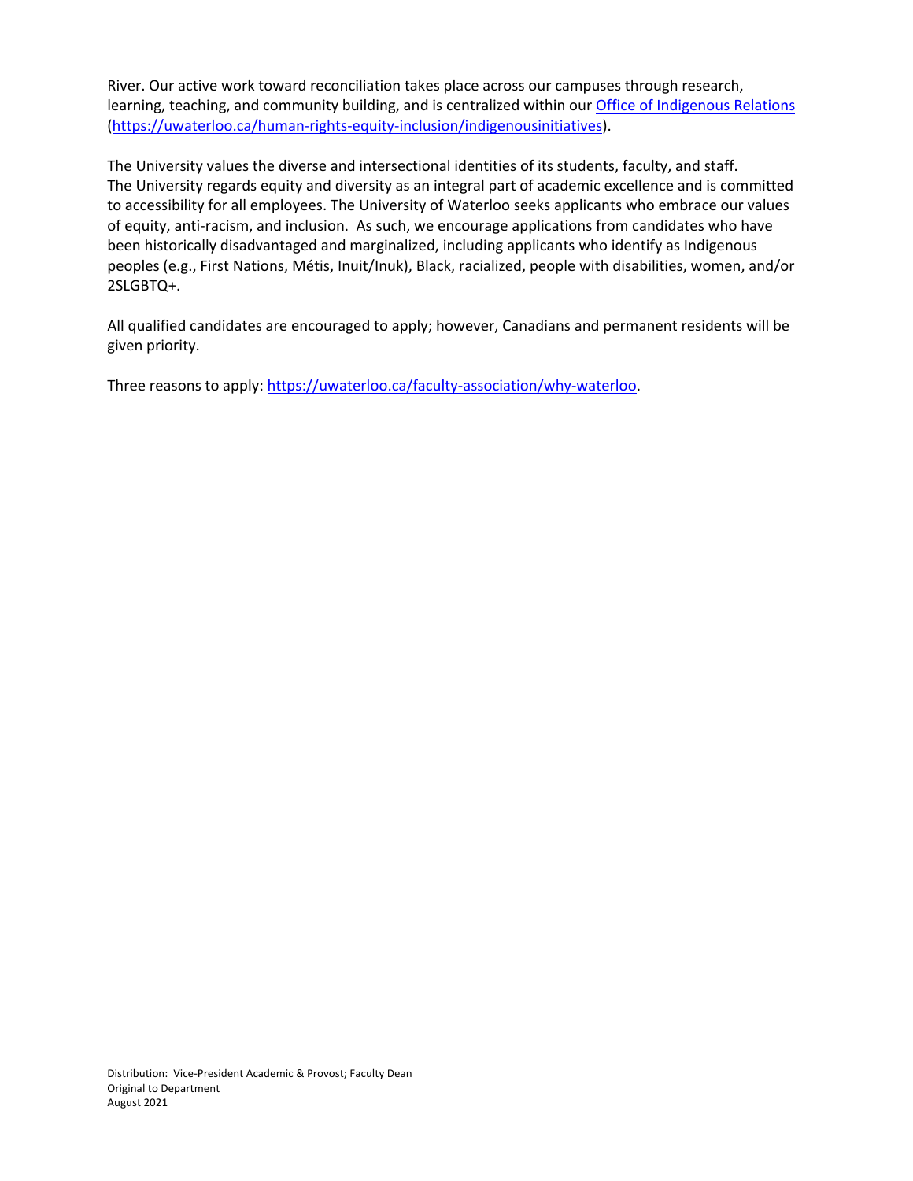River. Our active work toward reconciliation takes place across our campuses through research, learning, teaching, and community building, and is centralized within our [Office of Indigenous Relations](https://uwaterloo.ca/human-rights-equity-inclusion/indigenousinitiatives) (https://uwaterloo.ca/human-rights-equity-inclusion/indigenousinitiatives).

The University values the diverse and intersectional identities of its students, faculty, and staff. The University regards equity and diversity as an integral part of academic excellence and is committed to accessibility for all employees. The University of Waterloo seeks applicants who embrace our values of equity, anti-racism, and inclusion. As such, we encourage applications from candidates who have been historically disadvantaged and marginalized, including applicants who identify as Indigenous peoples (e.g., First Nations, Métis, Inuit/Inuk), Black, racialized, people with disabilities, women, and/or 2SLGBTQ+.

All qualified candidates are encouraged to apply; however, Canadians and permanent residents will be given priority.

Three reasons to apply: https://uwaterloo.ca/faculty-association/why-waterloo.

Distribution: Vice-President Academic & Provost; Faculty Dean
Original to Department
August 2021